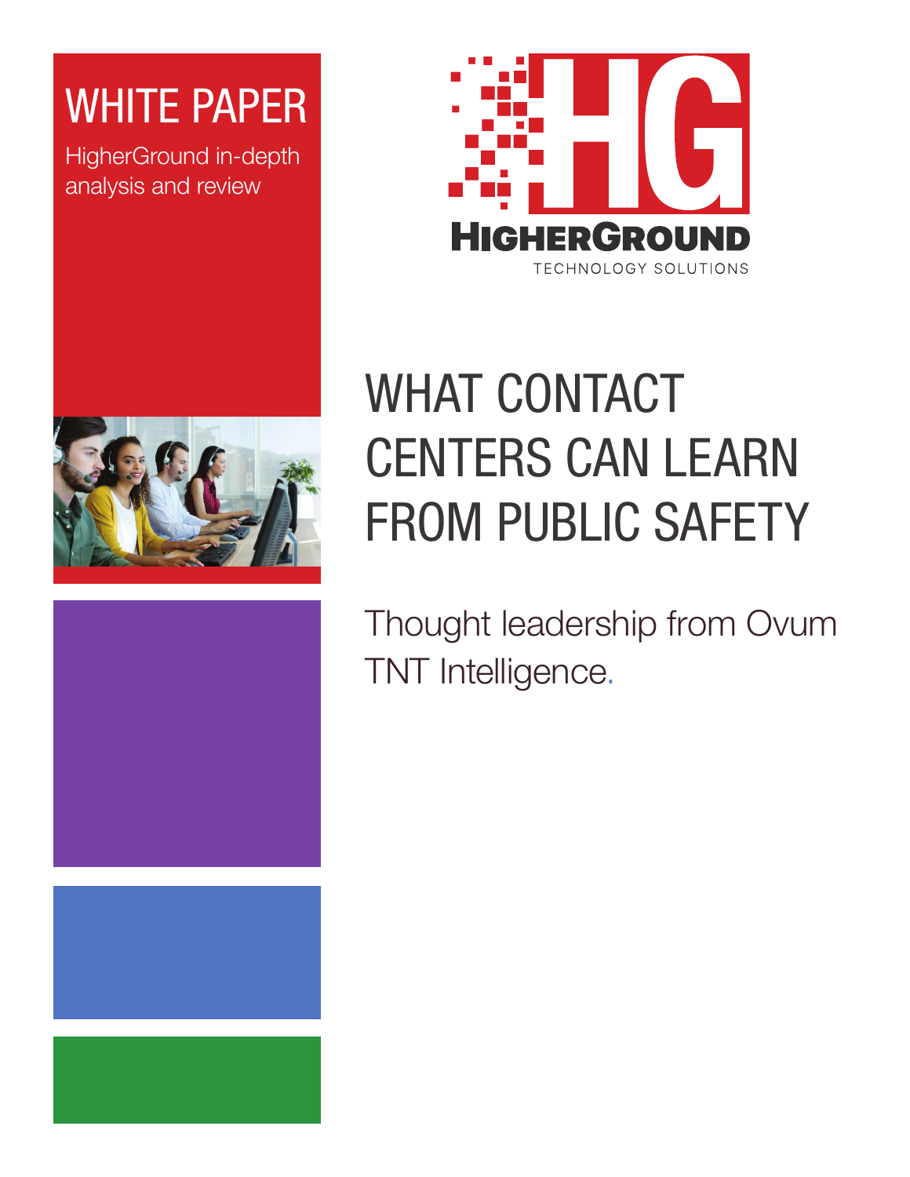WHITE PAPER

HigherGround in-depth analysis and review

HIGHERGROUND
TECHNOLOGY SOLUTIONS

# WHAT CONTACT CENTERS CAN LEARN FROM PUBLIC SAFETY

Thought leadership from Ovum TNT Intelligence.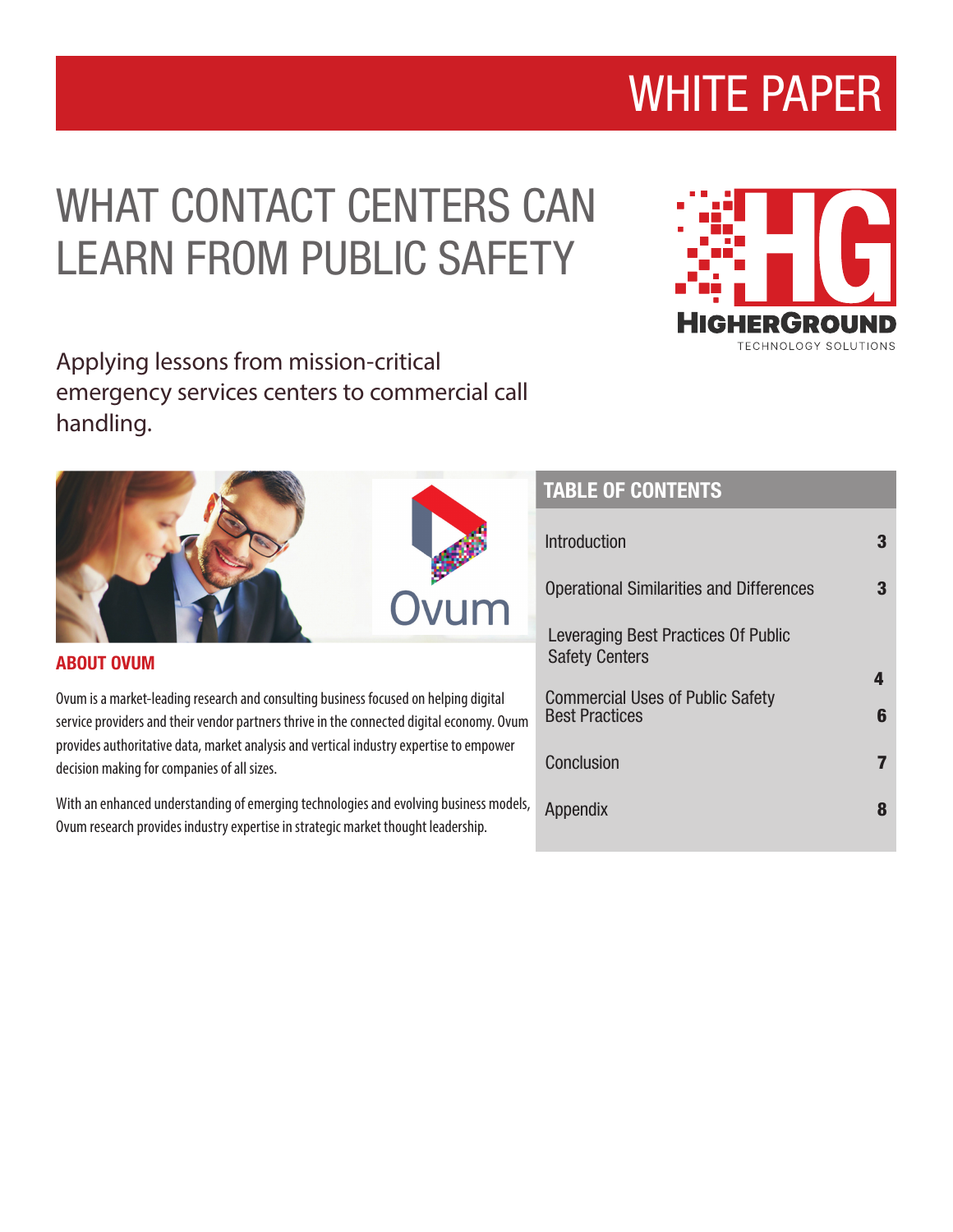WHITE PAPER

# WHAT CONTACT CENTERS CAN LEARN FROM PUBLIC SAFETY

HIGHERGROUND TECHNOLOGY SOLUTIONS

Applying lessons from mission-critical emergency services centers to commercial call handling.

## TABLE OF CONTENTS

| | |
|---|---|
| Introduction | 3 |
| Operational Similarities and Differences | 3 |
| Leveraging Best Practices Of Public Safety Centers | 4 |
| Commercial Uses of Public Safety Best Practices | 6 |
| Conclusion | 7 |
| Appendix | 8 |

Ovum

## ABOUT OVUM

Ovum is a market-leading research and consulting business focused on helping digital service providers and their vendor partners thrive in the connected digital economy. Ovum provides authoritative data, market analysis and vertical industry expertise to empower decision making for companies of all sizes.

With an enhanced understanding of emerging technologies and evolving business models, Ovum research provides industry expertise in strategic market thought leadership.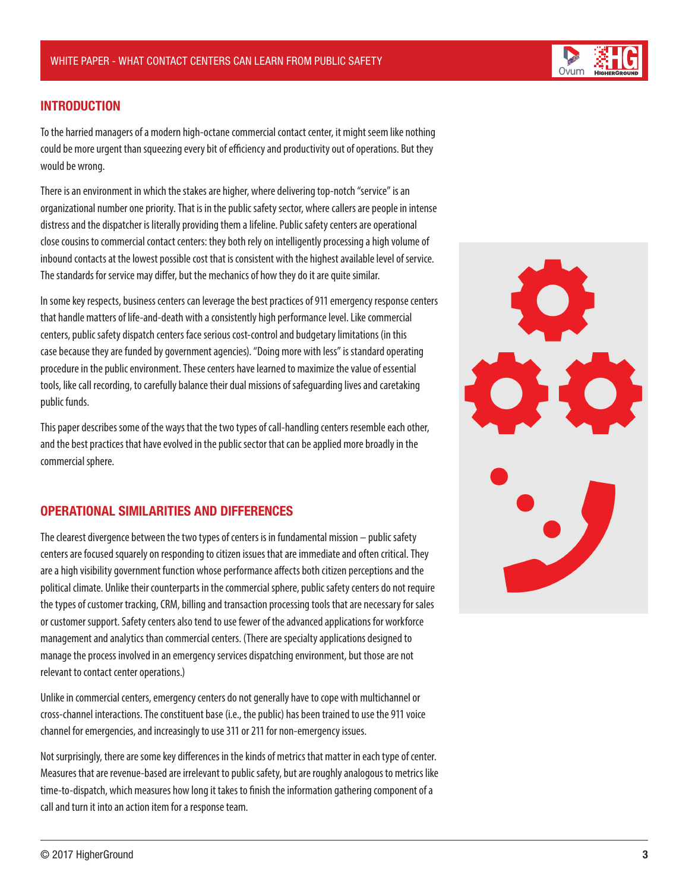## INTRODUCTION

To the harried managers of a modern high-octane commercial contact center, it might seem like nothing could be more urgent than squeezing every bit of efficiency and productivity out of operations. But they would be wrong.

There is an environment in which the stakes are higher, where delivering top-notch "service" is an organizational number one priority. That is in the public safety sector, where callers are people in intense distress and the dispatcher is literally providing them a lifeline. Public safety centers are operational close cousins to commercial contact centers: they both rely on intelligently processing a high volume of inbound contacts at the lowest possible cost that is consistent with the highest available level of service. The standards for service may differ, but the mechanics of how they do it are quite similar.

In some key respects, business centers can leverage the best practices of 911 emergency response centers that handle matters of life-and-death with a consistently high performance level. Like commercial centers, public safety dispatch centers face serious cost-control and budgetary limitations (in this case because they are funded by government agencies). "Doing more with less" is standard operating procedure in the public environment. These centers have learned to maximize the value of essential tools, like call recording, to carefully balance their dual missions of safeguarding lives and caretaking public funds.

This paper describes some of the ways that the two types of call-handling centers resemble each other, and the best practices that have evolved in the public sector that can be applied more broadly in the commercial sphere.

## OPERATIONAL SIMILARITIES AND DIFFERENCES

The clearest divergence between the two types of centers is in fundamental mission – public safety centers are focused squarely on responding to citizen issues that are immediate and often critical. They are a high visibility government function whose performance affects both citizen perceptions and the political climate. Unlike their counterparts in the commercial sphere, public safety centers do not require the types of customer tracking, CRM, billing and transaction processing tools that are necessary for sales or customer support. Safety centers also tend to use fewer of the advanced applications for workforce management and analytics than commercial centers. (There are specialty applications designed to manage the process involved in an emergency services dispatching environment, but those are not relevant to contact center operations.)

Unlike in commercial centers, emergency centers do not generally have to cope with multichannel or cross-channel interactions. The constituent base (i.e., the public) has been trained to use the 911 voice channel for emergencies, and increasingly to use 311 or 211 for non-emergency issues.

Not surprisingly, there are some key differences in the kinds of metrics that matter in each type of center. Measures that are revenue-based are irrelevant to public safety, but are roughly analogous to metrics like time-to-dispatch, which measures how long it takes to finish the information gathering component of a call and turn it into an action item for a response team.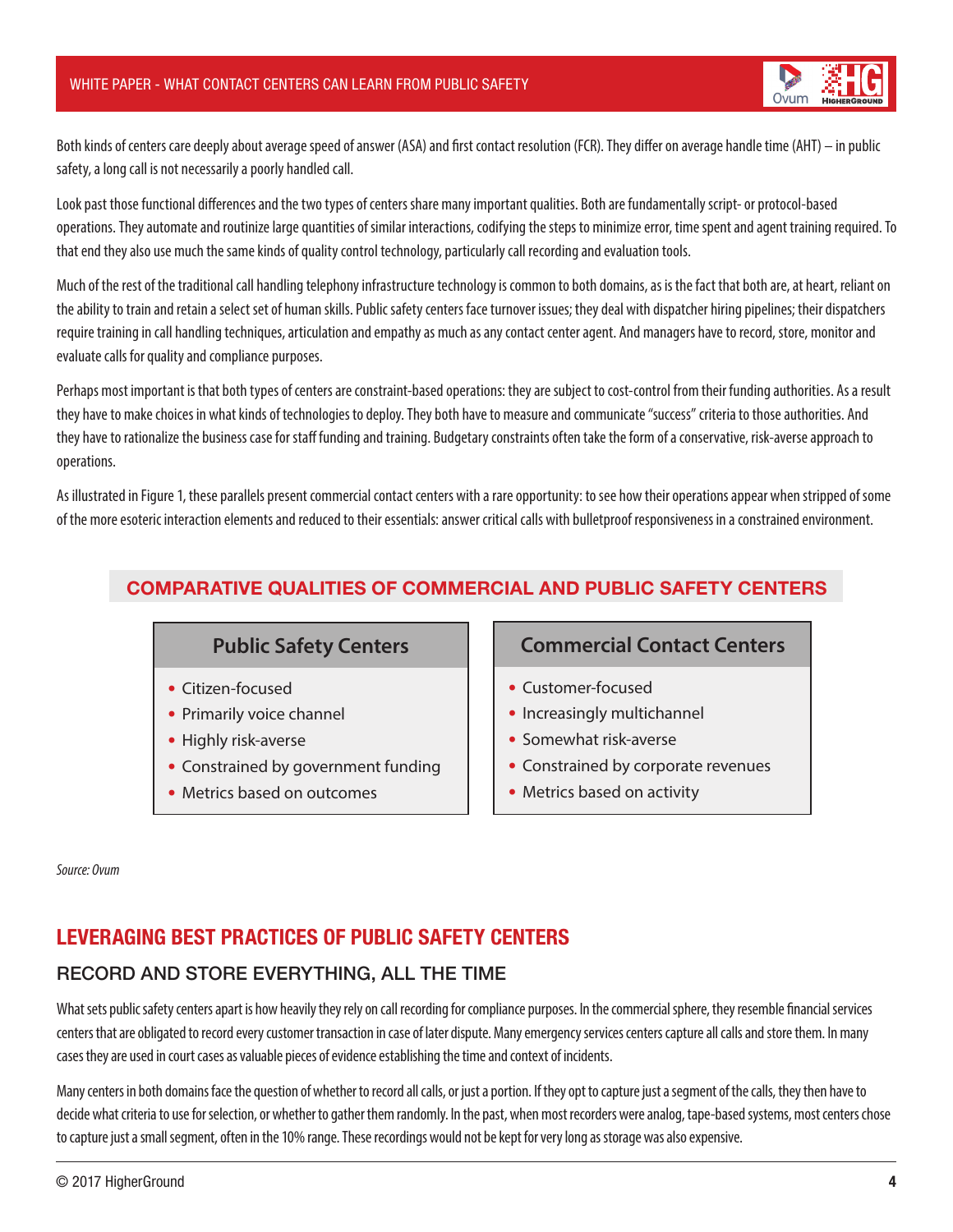Both kinds of centers care deeply about average speed of answer (ASA) and first contact resolution (FCR). They differ on average handle time (AHT) – in public safety, a long call is not necessarily a poorly handled call.

Look past those functional differences and the two types of centers share many important qualities. Both are fundamentally script- or protocol-based operations. They automate and routinize large quantities of similar interactions, codifying the steps to minimize error, time spent and agent training required. To that end they also use much the same kinds of quality control technology, particularly call recording and evaluation tools.

Much of the rest of the traditional call handling telephony infrastructure technology is common to both domains, as is the fact that both are, at heart, reliant on the ability to train and retain a select set of human skills. Public safety centers face turnover issues; they deal with dispatcher hiring pipelines; their dispatchers require training in call handling techniques, articulation and empathy as much as any contact center agent. And managers have to record, store, monitor and evaluate calls for quality and compliance purposes.

Perhaps most important is that both types of centers are constraint-based operations: they are subject to cost-control from their funding authorities. As a result they have to make choices in what kinds of technologies to deploy. They both have to measure and communicate "success" criteria to those authorities. And they have to rationalize the business case for staff funding and training. Budgetary constraints often take the form of a conservative, risk-averse approach to operations.

As illustrated in Figure 1, these parallels present commercial contact centers with a rare opportunity: to see how their operations appear when stripped of some of the more esoteric interaction elements and reduced to their essentials: answer critical calls with bulletproof responsiveness in a constrained environment.

**COMPARATIVE QUALITIES OF COMMERCIAL AND PUBLIC SAFETY CENTERS**

| Public Safety Centers | Commercial Contact Centers |
|---|---|
| Citizen-focused | Customer-focused |
| Primarily voice channel | Increasingly multichannel |
| Highly risk-averse | Somewhat risk-averse |
| Constrained by government funding | Constrained by corporate revenues |
| Metrics based on outcomes | Metrics based on activity |

*Source: Ovum*

## LEVERAGING BEST PRACTICES OF PUBLIC SAFETY CENTERS

### RECORD AND STORE EVERYTHING, ALL THE TIME

What sets public safety centers apart is how heavily they rely on call recording for compliance purposes. In the commercial sphere, they resemble financial services centers that are obligated to record every customer transaction in case of later dispute. Many emergency services centers capture all calls and store them. In many cases they are used in court cases as valuable pieces of evidence establishing the time and context of incidents.

Many centers in both domains face the question of whether to record all calls, or just a portion. If they opt to capture just a segment of the calls, they then have to decide what criteria to use for selection, or whether to gather them randomly. In the past, when most recorders were analog, tape-based systems, most centers chose to capture just a small segment, often in the 10% range. These recordings would not be kept for very long as storage was also expensive.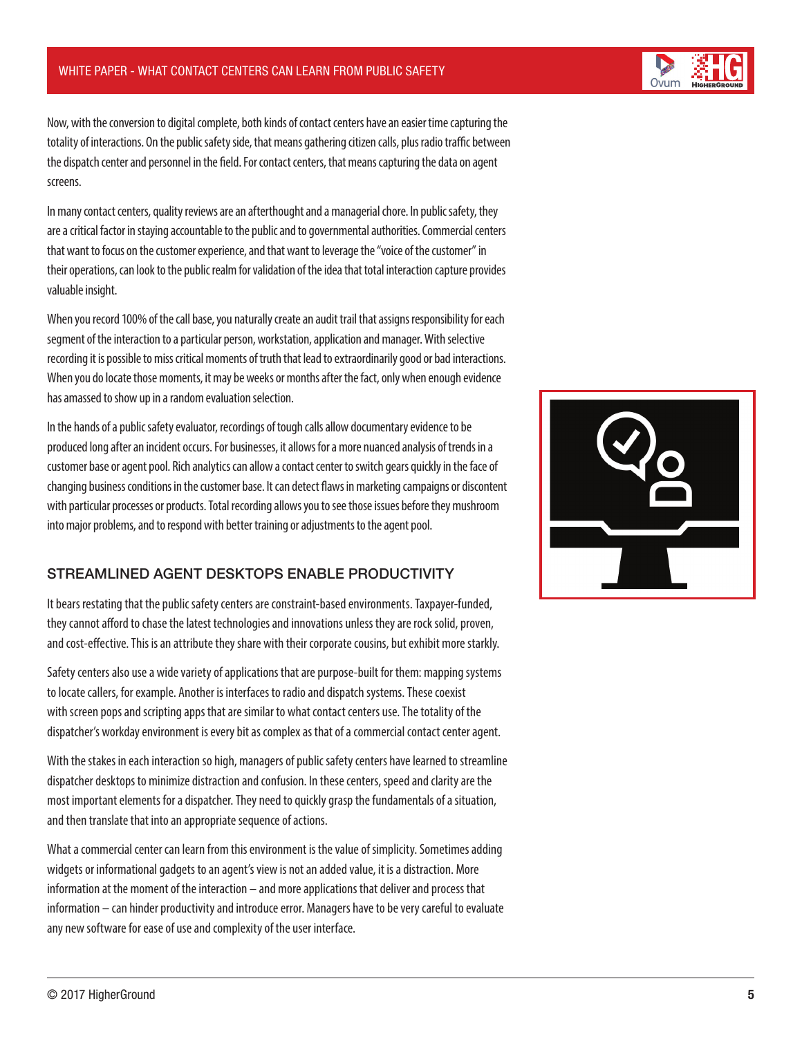Now, with the conversion to digital complete, both kinds of contact centers have an easier time capturing the totality of interactions. On the public safety side, that means gathering citizen calls, plus radio traffic between the dispatch center and personnel in the field. For contact centers, that means capturing the data on agent screens.

In many contact centers, quality reviews are an afterthought and a managerial chore. In public safety, they are a critical factor in staying accountable to the public and to governmental authorities. Commercial centers that want to focus on the customer experience, and that want to leverage the "voice of the customer" in their operations, can look to the public realm for validation of the idea that total interaction capture provides valuable insight.

When you record 100% of the call base, you naturally create an audit trail that assigns responsibility for each segment of the interaction to a particular person, workstation, application and manager. With selective recording it is possible to miss critical moments of truth that lead to extraordinarily good or bad interactions. When you do locate those moments, it may be weeks or months after the fact, only when enough evidence has amassed to show up in a random evaluation selection.

In the hands of a public safety evaluator, recordings of tough calls allow documentary evidence to be produced long after an incident occurs. For businesses, it allows for a more nuanced analysis of trends in a customer base or agent pool. Rich analytics can allow a contact center to switch gears quickly in the face of changing business conditions in the customer base. It can detect flaws in marketing campaigns or discontent with particular processes or products. Total recording allows you to see those issues before they mushroom into major problems, and to respond with better training or adjustments to the agent pool.

## STREAMLINED AGENT DESKTOPS ENABLE PRODUCTIVITY

It bears restating that the public safety centers are constraint-based environments. Taxpayer-funded, they cannot afford to chase the latest technologies and innovations unless they are rock solid, proven, and cost-effective. This is an attribute they share with their corporate cousins, but exhibit more starkly.

Safety centers also use a wide variety of applications that are purpose-built for them: mapping systems to locate callers, for example. Another is interfaces to radio and dispatch systems. These coexist with screen pops and scripting apps that are similar to what contact centers use. The totality of the dispatcher's workday environment is every bit as complex as that of a commercial contact center agent.

With the stakes in each interaction so high, managers of public safety centers have learned to streamline dispatcher desktops to minimize distraction and confusion. In these centers, speed and clarity are the most important elements for a dispatcher. They need to quickly grasp the fundamentals of a situation, and then translate that into an appropriate sequence of actions.

What a commercial center can learn from this environment is the value of simplicity. Sometimes adding widgets or informational gadgets to an agent's view is not an added value, it is a distraction. More information at the moment of the interaction – and more applications that deliver and process that information – can hinder productivity and introduce error. Managers have to be very careful to evaluate any new software for ease of use and complexity of the user interface.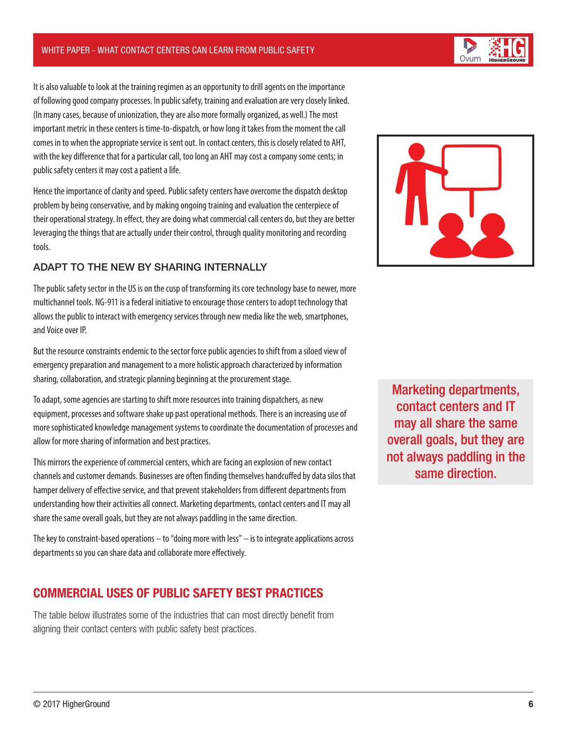It is also valuable to look at the training regimen as an opportunity to drill agents on the importance of following good company processes. In public safety, training and evaluation are very closely linked. (In many cases, because of unionization, they are also more formally organized, as well.) The most important metric in these centers is time-to-dispatch, or how long it takes from the moment the call comes in to when the appropriate service is sent out. In contact centers, this is closely related to AHT, with the key difference that for a particular call, too long an AHT may cost a company some cents; in public safety centers it may cost a patient a life.

Hence the importance of clarity and speed. Public safety centers have overcome the dispatch desktop problem by being conservative, and by making ongoing training and evaluation the centerpiece of their operational strategy. In effect, they are doing what commercial call centers do, but they are better leveraging the things that are actually under their control, through quality monitoring and recording tools.

### ADAPT TO THE NEW BY SHARING INTERNALLY

The public safety sector in the US is on the cusp of transforming its core technology base to newer, more multichannel tools. NG-911 is a federal initiative to encourage those centers to adopt technology that allows the public to interact with emergency services through new media like the web, smartphones, and Voice over IP.

But the resource constraints endemic to the sector force public agencies to shift from a siloed view of emergency preparation and management to a more holistic approach characterized by information sharing, collaboration, and strategic planning beginning at the procurement stage.

To adapt, some agencies are starting to shift more resources into training dispatchers, as new equipment, processes and software shake up past operational methods. There is an increasing use of more sophisticated knowledge management systems to coordinate the documentation of processes and allow for more sharing of information and best practices.

This mirrors the experience of commercial centers, which are facing an explosion of new contact channels and customer demands. Businesses are often finding themselves handcuffed by data silos that hamper delivery of effective service, and that prevent stakeholders from different departments from understanding how their activities all connect. Marketing departments, contact centers and IT may all share the same overall goals, but they are not always paddling in the same direction.

> Marketing departments, contact centers and IT may all share the same overall goals, but they are not always paddling in the same direction.

The key to constraint-based operations – to "doing more with less" – is to integrate applications across departments so you can share data and collaborate more effectively.

## COMMERCIAL USES OF PUBLIC SAFETY BEST PRACTICES

The table below illustrates some of the industries that can most directly benefit from aligning their contact centers with public safety best practices.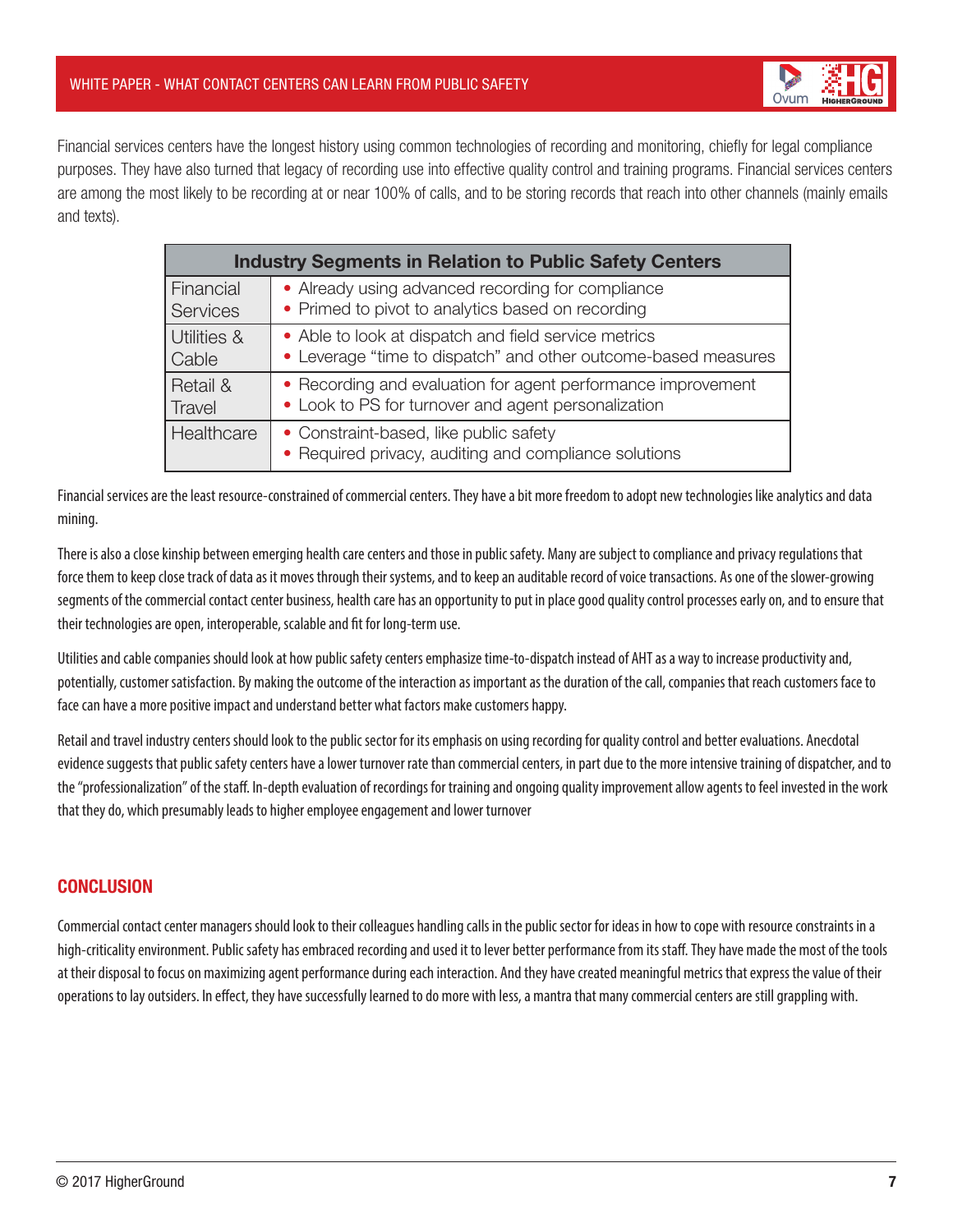Financial services centers have the longest history using common technologies of recording and monitoring, chiefly for legal compliance purposes. They have also turned that legacy of recording use into effective quality control and training programs. Financial services centers are among the most likely to be recording at or near 100% of calls, and to be storing records that reach into other channels (mainly emails and texts).

| Industry Segments in Relation to Public Safety Centers | |
|---|---|
| Financial Services | • Already using advanced recording for compliance<br>• Primed to pivot to analytics based on recording |
| Utilities & Cable | • Able to look at dispatch and field service metrics<br>• Leverage "time to dispatch" and other outcome-based measures |
| Retail & Travel | • Recording and evaluation for agent performance improvement<br>• Look to PS for turnover and agent personalization |
| Healthcare | • Constraint-based, like public safety<br>• Required privacy, auditing and compliance solutions |

Financial services are the least resource-constrained of commercial centers. They have a bit more freedom to adopt new technologies like analytics and data mining.

There is also a close kinship between emerging health care centers and those in public safety. Many are subject to compliance and privacy regulations that force them to keep close track of data as it moves through their systems, and to keep an auditable record of voice transactions. As one of the slower-growing segments of the commercial contact center business, health care has an opportunity to put in place good quality control processes early on, and to ensure that their technologies are open, interoperable, scalable and fit for long-term use.

Utilities and cable companies should look at how public safety centers emphasize time-to-dispatch instead of AHT as a way to increase productivity and, potentially, customer satisfaction. By making the outcome of the interaction as important as the duration of the call, companies that reach customers face to face can have a more positive impact and understand better what factors make customers happy.

Retail and travel industry centers should look to the public sector for its emphasis on using recording for quality control and better evaluations. Anecdotal evidence suggests that public safety centers have a lower turnover rate than commercial centers, in part due to the more intensive training of dispatcher, and to the "professionalization" of the staff. In-depth evaluation of recordings for training and ongoing quality improvement allow agents to feel invested in the work that they do, which presumably leads to higher employee engagement and lower turnover

## CONCLUSION

Commercial contact center managers should look to their colleagues handling calls in the public sector for ideas in how to cope with resource constraints in a high-criticality environment. Public safety has embraced recording and used it to lever better performance from its staff. They have made the most of the tools at their disposal to focus on maximizing agent performance during each interaction. And they have created meaningful metrics that express the value of their operations to lay outsiders. In effect, they have successfully learned to do more with less, a mantra that many commercial centers are still grappling with.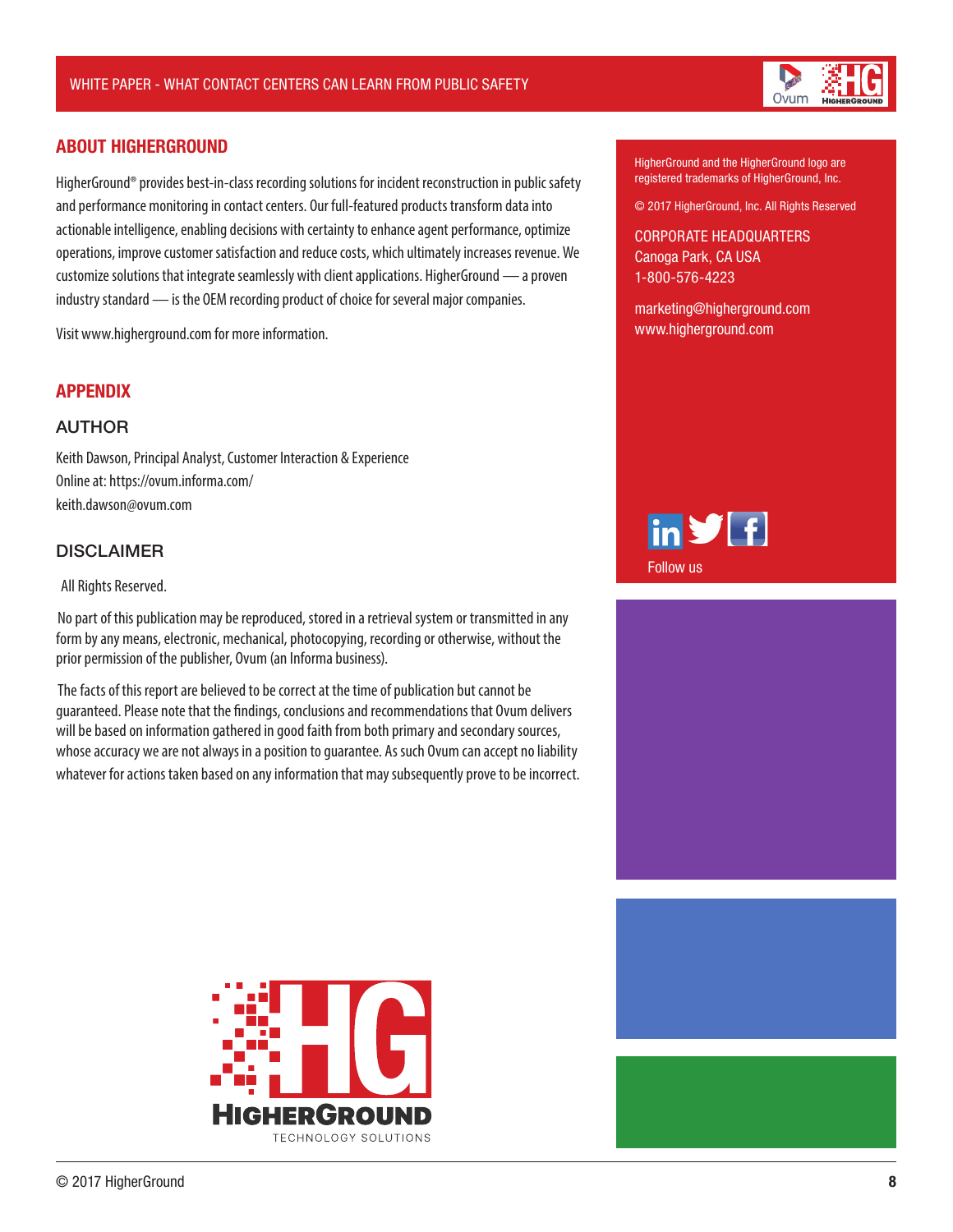## ABOUT HIGHERGROUND

HigherGround® provides best-in-class recording solutions for incident reconstruction in public safety and performance monitoring in contact centers. Our full-featured products transform data into actionable intelligence, enabling decisions with certainty to enhance agent performance, optimize operations, improve customer satisfaction and reduce costs, which ultimately increases revenue. We customize solutions that integrate seamlessly with client applications. HigherGround — a proven industry standard — is the OEM recording product of choice for several major companies.

Visit www.higherground.com for more information.

## APPENDIX

### AUTHOR

Keith Dawson, Principal Analyst, Customer Interaction & Experience
Online at: https://ovum.informa.com/
keith.dawson@ovum.com

### DISCLAIMER

All Rights Reserved.

No part of this publication may be reproduced, stored in a retrieval system or transmitted in any form by any means, electronic, mechanical, photocopying, recording or otherwise, without the prior permission of the publisher, Ovum (an Informa business).

The facts of this report are believed to be correct at the time of publication but cannot be guaranteed. Please note that the findings, conclusions and recommendations that Ovum delivers will be based on information gathered in good faith from both primary and secondary sources, whose accuracy we are not always in a position to guarantee. As such Ovum can accept no liability whatever for actions taken based on any information that may subsequently prove to be incorrect.

HigherGround and the HigherGround logo are registered trademarks of HigherGround, Inc.

© 2017 HigherGround, Inc. All Rights Reserved

CORPORATE HEADQUARTERS
Canoga Park, CA USA
1-800-576-4223

marketing@higherground.com
www.higherground.com

Follow us

HIGHERGROUND
TECHNOLOGY SOLUTIONS